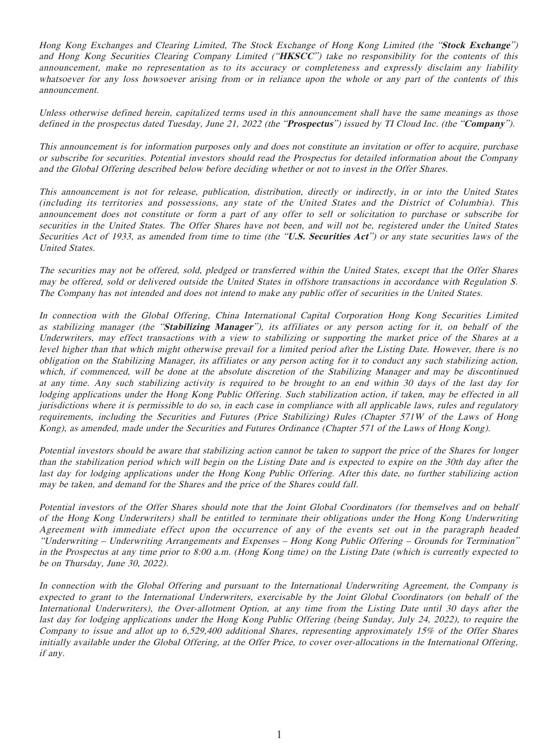*Hong Kong Exchanges and Clearing Limited, The Stock Exchange of Hong Kong Limited (the "**Stock Exchange**") and Hong Kong Securities Clearing Company Limited ("**HKSCC**") take no responsibility for the contents of this announcement, make no representation as to its accuracy or completeness and expressly disclaim any liability whatsoever for any loss howsoever arising from or in reliance upon the whole or any part of the contents of this announcement.*

*Unless otherwise defined herein, capitalized terms used in this announcement shall have the same meanings as those defined in the prospectus dated Tuesday, June 21, 2022 (the "**Prospectus**") issued by TI Cloud Inc. (the "**Company**").*

*This announcement is for information purposes only and does not constitute an invitation or offer to acquire, purchase or subscribe for securities. Potential investors should read the Prospectus for detailed information about the Company and the Global Offering described below before deciding whether or not to invest in the Offer Shares.*

*This announcement is not for release, publication, distribution, directly or indirectly, in or into the United States (including its territories and possessions, any state of the United States and the District of Columbia). This announcement does not constitute or form a part of any offer to sell or solicitation to purchase or subscribe for securities in the United States. The Offer Shares have not been, and will not be, registered under the United States Securities Act of 1933, as amended from time to time (the "**U.S. Securities Act**") or any state securities laws of the United States.*

*The securities may not be offered, sold, pledged or transferred within the United States, except that the Offer Shares may be offered, sold or delivered outside the United States in offshore transactions in accordance with Regulation S. The Company has not intended and does not intend to make any public offer of securities in the United States.*

*In connection with the Global Offering, China International Capital Corporation Hong Kong Securities Limited as stabilizing manager (the "**Stabilizing Manager**"), its affiliates or any person acting for it, on behalf of the Underwriters, may effect transactions with a view to stabilizing or supporting the market price of the Shares at a level higher than that which might otherwise prevail for a limited period after the Listing Date. However, there is no obligation on the Stabilizing Manager, its affiliates or any person acting for it to conduct any such stabilizing action, which, if commenced, will be done at the absolute discretion of the Stabilizing Manager and may be discontinued at any time. Any such stabilizing activity is required to be brought to an end within 30 days of the last day for lodging applications under the Hong Kong Public Offering. Such stabilization action, if taken, may be effected in all jurisdictions where it is permissible to do so, in each case in compliance with all applicable laws, rules and regulatory requirements, including the Securities and Futures (Price Stabilizing) Rules (Chapter 571W of the Laws of Hong Kong), as amended, made under the Securities and Futures Ordinance (Chapter 571 of the Laws of Hong Kong).*

*Potential investors should be aware that stabilizing action cannot be taken to support the price of the Shares for longer than the stabilization period which will begin on the Listing Date and is expected to expire on the 30th day after the last day for lodging applications under the Hong Kong Public Offering. After this date, no further stabilizing action may be taken, and demand for the Shares and the price of the Shares could fall.*

*Potential investors of the Offer Shares should note that the Joint Global Coordinators (for themselves and on behalf of the Hong Kong Underwriters) shall be entitled to terminate their obligations under the Hong Kong Underwriting Agreement with immediate effect upon the occurrence of any of the events set out in the paragraph headed "Underwriting – Underwriting Arrangements and Expenses – Hong Kong Public Offering – Grounds for Termination" in the Prospectus at any time prior to 8:00 a.m. (Hong Kong time) on the Listing Date (which is currently expected to be on Thursday, June 30, 2022).*

*In connection with the Global Offering and pursuant to the International Underwriting Agreement, the Company is expected to grant to the International Underwriters, exercisable by the Joint Global Coordinators (on behalf of the International Underwriters), the Over-allotment Option, at any time from the Listing Date until 30 days after the last day for lodging applications under the Hong Kong Public Offering (being Sunday, July 24, 2022), to require the Company to issue and allot up to 6,529,400 additional Shares, representing approximately 15% of the Offer Shares initially available under the Global Offering, at the Offer Price, to cover over-allocations in the International Offering, if any.*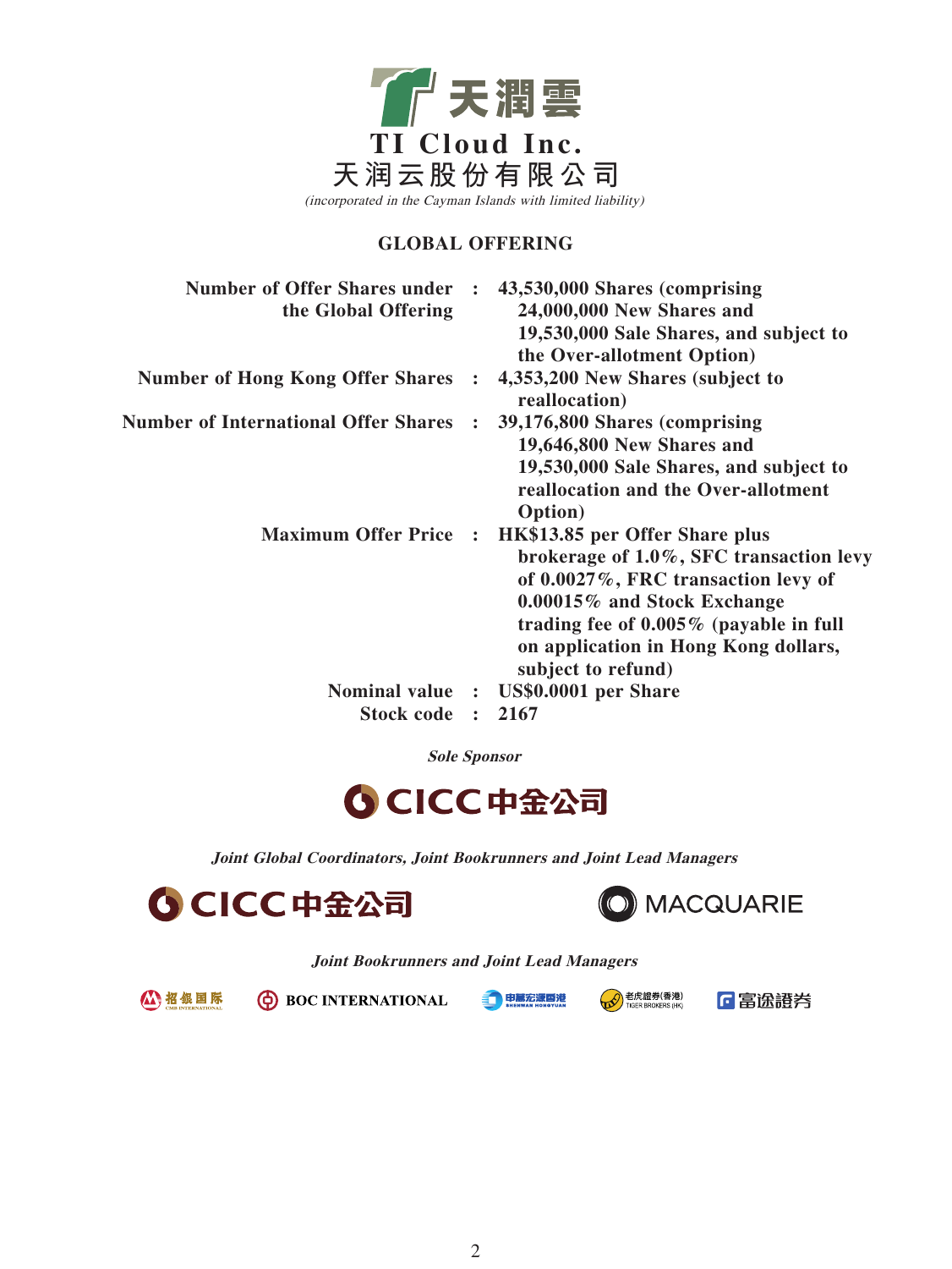# 天潤雲

**TI Cloud Inc.**

**天润云股份有限公司**

*(incorporated in the Cayman Islands with limited liability)*

## GLOBAL OFFERING

| | | |
|---|---|---|
| **Number of Offer Shares under the Global Offering** | **:** | **43,530,000 Shares (comprising 24,000,000 New Shares and 19,530,000 Sale Shares, and subject to the Over-allotment Option)** |
| **Number of Hong Kong Offer Shares** | **:** | **4,353,200 New Shares (subject to reallocation)** |
| **Number of International Offer Shares** | **:** | **39,176,800 Shares (comprising 19,646,800 New Shares and 19,530,000 Sale Shares, and subject to reallocation and the Over-allotment Option)** |
| **Maximum Offer Price** | **:** | **HK$13.85 per Offer Share plus brokerage of 1.0%, SFC transaction levy of 0.0027%, FRC transaction levy of 0.00015% and Stock Exchange trading fee of 0.005% (payable in full on application in Hong Kong dollars, subject to refund)** |
| **Nominal value** | **:** | **US$0.0001 per Share** |
| **Stock code** | **:** | **2167** |

***Sole Sponsor***

CICC 中金公司

***Joint Global Coordinators, Joint Bookrunners and Joint Lead Managers***

CICC 中金公司

MACQUARIE

***Joint Bookrunners and Joint Lead Managers***

招银国际 CMB INTERNATIONAL

BOC INTERNATIONAL

申万宏源香港 SHENWAN HONGYUAN

老虎證券(香港) TIGER BROKERS (HK)

富途證券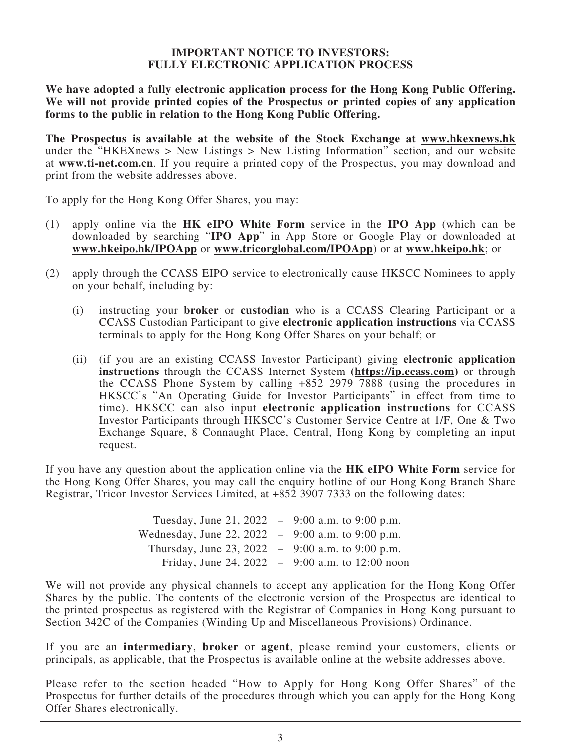## IMPORTANT NOTICE TO INVESTORS: FULLY ELECTRONIC APPLICATION PROCESS

**We have adopted a fully electronic application process for the Hong Kong Public Offering. We will not provide printed copies of the Prospectus or printed copies of any application forms to the public in relation to the Hong Kong Public Offering.**

**The Prospectus is available at the website of the Stock Exchange at www.hkexnews.hk** under the "HKEXnews > New Listings > New Listing Information" section, and our website at **www.ti-net.com.cn**. If you require a printed copy of the Prospectus, you may download and print from the website addresses above.

To apply for the Hong Kong Offer Shares, you may:

(1) apply online via the **HK eIPO White Form** service in the **IPO App** (which can be downloaded by searching "**IPO App**" in App Store or Google Play or downloaded at **www.hkeipo.hk/IPOApp** or **www.tricorglobal.com/IPOApp**) or at **www.hkeipo.hk**; or

(2) apply through the CCASS EIPO service to electronically cause HKSCC Nominees to apply on your behalf, including by:

   (i) instructing your **broker** or **custodian** who is a CCASS Clearing Participant or a CCASS Custodian Participant to give **electronic application instructions** via CCASS terminals to apply for the Hong Kong Offer Shares on your behalf; or

   (ii) (if you are an existing CCASS Investor Participant) giving **electronic application instructions** through the CCASS Internet System **(https://ip.ccass.com)** or through the CCASS Phone System by calling +852 2979 7888 (using the procedures in HKSCC's "An Operating Guide for Investor Participants" in effect from time to time). HKSCC can also input **electronic application instructions** for CCASS Investor Participants through HKSCC's Customer Service Centre at 1/F, One & Two Exchange Square, 8 Connaught Place, Central, Hong Kong by completing an input request.

If you have any question about the application online via the **HK eIPO White Form** service for the Hong Kong Offer Shares, you may call the enquiry hotline of our Hong Kong Branch Share Registrar, Tricor Investor Services Limited, at +852 3907 7333 on the following dates:

| | | |
|---|---|---|
| Tuesday, June 21, 2022 | – | 9:00 a.m. to 9:00 p.m. |
| Wednesday, June 22, 2022 | – | 9:00 a.m. to 9:00 p.m. |
| Thursday, June 23, 2022 | – | 9:00 a.m. to 9:00 p.m. |
| Friday, June 24, 2022 | – | 9:00 a.m. to 12:00 noon |

We will not provide any physical channels to accept any application for the Hong Kong Offer Shares by the public. The contents of the electronic version of the Prospectus are identical to the printed prospectus as registered with the Registrar of Companies in Hong Kong pursuant to Section 342C of the Companies (Winding Up and Miscellaneous Provisions) Ordinance.

If you are an **intermediary**, **broker** or **agent**, please remind your customers, clients or principals, as applicable, that the Prospectus is available online at the website addresses above.

Please refer to the section headed "How to Apply for Hong Kong Offer Shares" of the Prospectus for further details of the procedures through which you can apply for the Hong Kong Offer Shares electronically.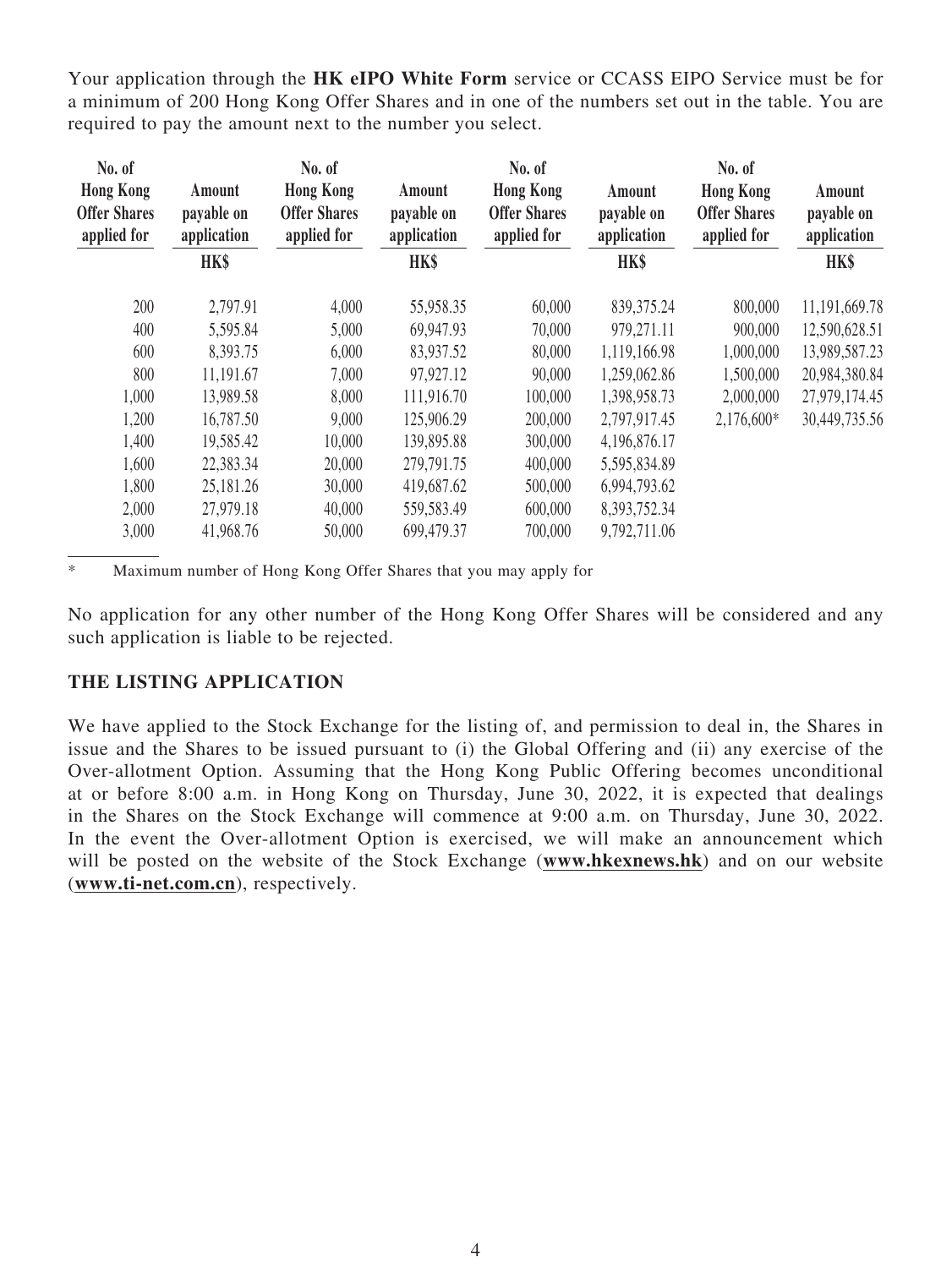Your application through the **HK eIPO White Form** service or CCASS EIPO Service must be for a minimum of 200 Hong Kong Offer Shares and in one of the numbers set out in the table. You are required to pay the amount next to the number you select.

| No. of Hong Kong Offer Shares applied for | Amount payable on application | No. of Hong Kong Offer Shares applied for | Amount payable on application | No. of Hong Kong Offer Shares applied for | Amount payable on application | No. of Hong Kong Offer Shares applied for | Amount payable on application |
|---|---|---|---|---|---|---|---|
| | HK$ | | HK$ | | HK$ | | HK$ |
| 200 | 2,797.91 | 4,000 | 55,958.35 | 60,000 | 839,375.24 | 800,000 | 11,191,669.78 |
| 400 | 5,595.84 | 5,000 | 69,947.93 | 70,000 | 979,271.11 | 900,000 | 12,590,628.51 |
| 600 | 8,393.75 | 6,000 | 83,937.52 | 80,000 | 1,119,166.98 | 1,000,000 | 13,989,587.23 |
| 800 | 11,191.67 | 7,000 | 97,927.12 | 90,000 | 1,259,062.86 | 1,500,000 | 20,984,380.84 |
| 1,000 | 13,989.58 | 8,000 | 111,916.70 | 100,000 | 1,398,958.73 | 2,000,000 | 27,979,174.45 |
| 1,200 | 16,787.50 | 9,000 | 125,906.29 | 200,000 | 2,797,917.45 | 2,176,600* | 30,449,735.56 |
| 1,400 | 19,585.42 | 10,000 | 139,895.88 | 300,000 | 4,196,876.17 | | |
| 1,600 | 22,383.34 | 20,000 | 279,791.75 | 400,000 | 5,595,834.89 | | |
| 1,800 | 25,181.26 | 30,000 | 419,687.62 | 500,000 | 6,994,793.62 | | |
| 2,000 | 27,979.18 | 40,000 | 559,583.49 | 600,000 | 8,393,752.34 | | |
| 3,000 | 41,968.76 | 50,000 | 699,479.37 | 700,000 | 9,792,711.06 | | |

\* Maximum number of Hong Kong Offer Shares that you may apply for

No application for any other number of the Hong Kong Offer Shares will be considered and any such application is liable to be rejected.

## THE LISTING APPLICATION

We have applied to the Stock Exchange for the listing of, and permission to deal in, the Shares in issue and the Shares to be issued pursuant to (i) the Global Offering and (ii) any exercise of the Over-allotment Option. Assuming that the Hong Kong Public Offering becomes unconditional at or before 8:00 a.m. in Hong Kong on Thursday, June 30, 2022, it is expected that dealings in the Shares on the Stock Exchange will commence at 9:00 a.m. on Thursday, June 30, 2022. In the event the Over-allotment Option is exercised, we will make an announcement which will be posted on the website of the Stock Exchange (**www.hkexnews.hk**) and on our website (**www.ti-net.com.cn**), respectively.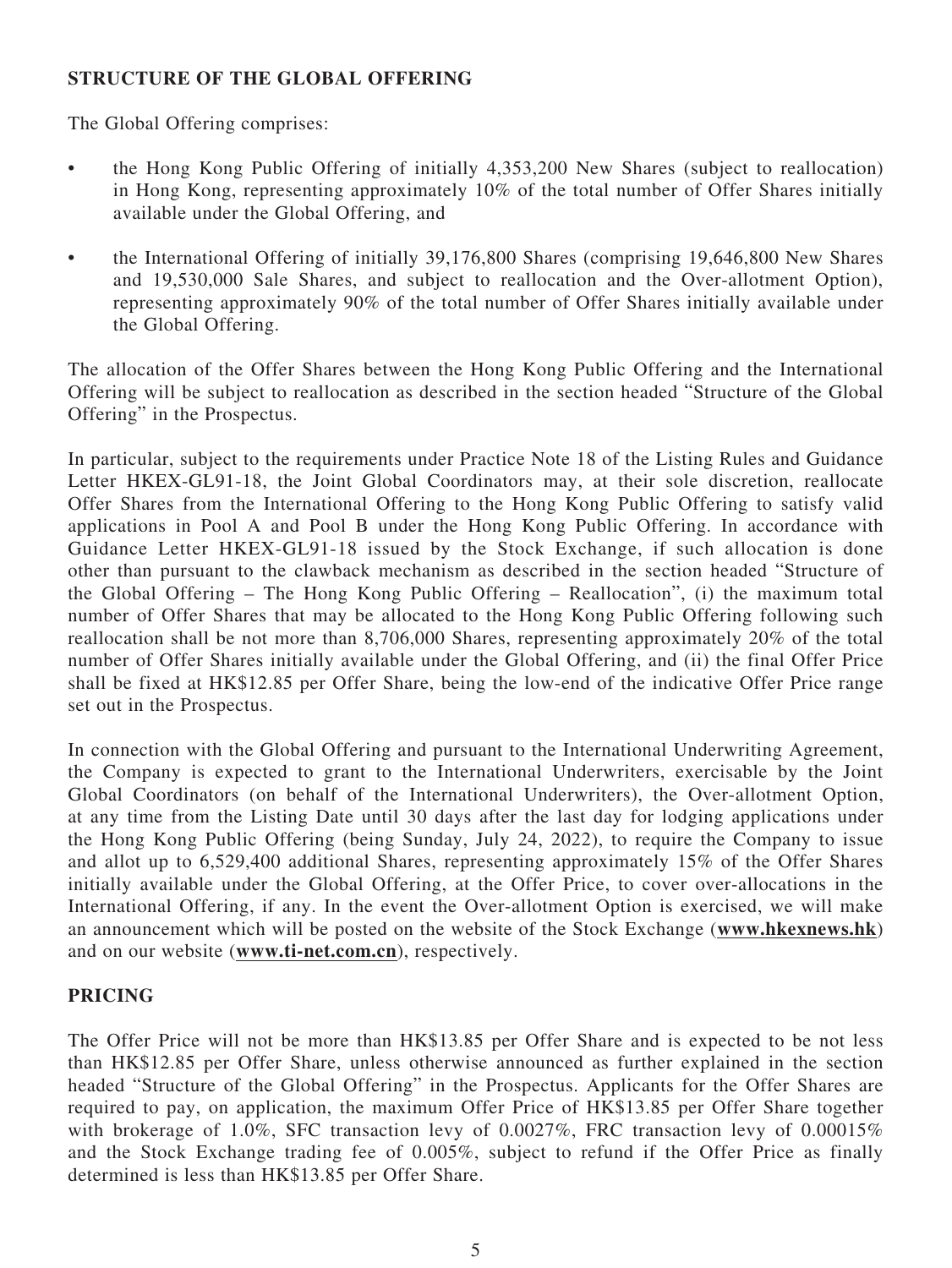## STRUCTURE OF THE GLOBAL OFFERING

The Global Offering comprises:

- the Hong Kong Public Offering of initially 4,353,200 New Shares (subject to reallocation) in Hong Kong, representing approximately 10% of the total number of Offer Shares initially available under the Global Offering, and
- the International Offering of initially 39,176,800 Shares (comprising 19,646,800 New Shares and 19,530,000 Sale Shares, and subject to reallocation and the Over-allotment Option), representing approximately 90% of the total number of Offer Shares initially available under the Global Offering.

The allocation of the Offer Shares between the Hong Kong Public Offering and the International Offering will be subject to reallocation as described in the section headed "Structure of the Global Offering" in the Prospectus.

In particular, subject to the requirements under Practice Note 18 of the Listing Rules and Guidance Letter HKEX-GL91-18, the Joint Global Coordinators may, at their sole discretion, reallocate Offer Shares from the International Offering to the Hong Kong Public Offering to satisfy valid applications in Pool A and Pool B under the Hong Kong Public Offering. In accordance with Guidance Letter HKEX-GL91-18 issued by the Stock Exchange, if such allocation is done other than pursuant to the clawback mechanism as described in the section headed "Structure of the Global Offering – The Hong Kong Public Offering – Reallocation", (i) the maximum total number of Offer Shares that may be allocated to the Hong Kong Public Offering following such reallocation shall be not more than 8,706,000 Shares, representing approximately 20% of the total number of Offer Shares initially available under the Global Offering, and (ii) the final Offer Price shall be fixed at HK$12.85 per Offer Share, being the low-end of the indicative Offer Price range set out in the Prospectus.

In connection with the Global Offering and pursuant to the International Underwriting Agreement, the Company is expected to grant to the International Underwriters, exercisable by the Joint Global Coordinators (on behalf of the International Underwriters), the Over-allotment Option, at any time from the Listing Date until 30 days after the last day for lodging applications under the Hong Kong Public Offering (being Sunday, July 24, 2022), to require the Company to issue and allot up to 6,529,400 additional Shares, representing approximately 15% of the Offer Shares initially available under the Global Offering, at the Offer Price, to cover over-allocations in the International Offering, if any. In the event the Over-allotment Option is exercised, we will make an announcement which will be posted on the website of the Stock Exchange (**www.hkexnews.hk**) and on our website (**www.ti-net.com.cn**), respectively.

## PRICING

The Offer Price will not be more than HK$13.85 per Offer Share and is expected to be not less than HK$12.85 per Offer Share, unless otherwise announced as further explained in the section headed "Structure of the Global Offering" in the Prospectus. Applicants for the Offer Shares are required to pay, on application, the maximum Offer Price of HK$13.85 per Offer Share together with brokerage of 1.0%, SFC transaction levy of 0.0027%, FRC transaction levy of 0.00015% and the Stock Exchange trading fee of 0.005%, subject to refund if the Offer Price as finally determined is less than HK$13.85 per Offer Share.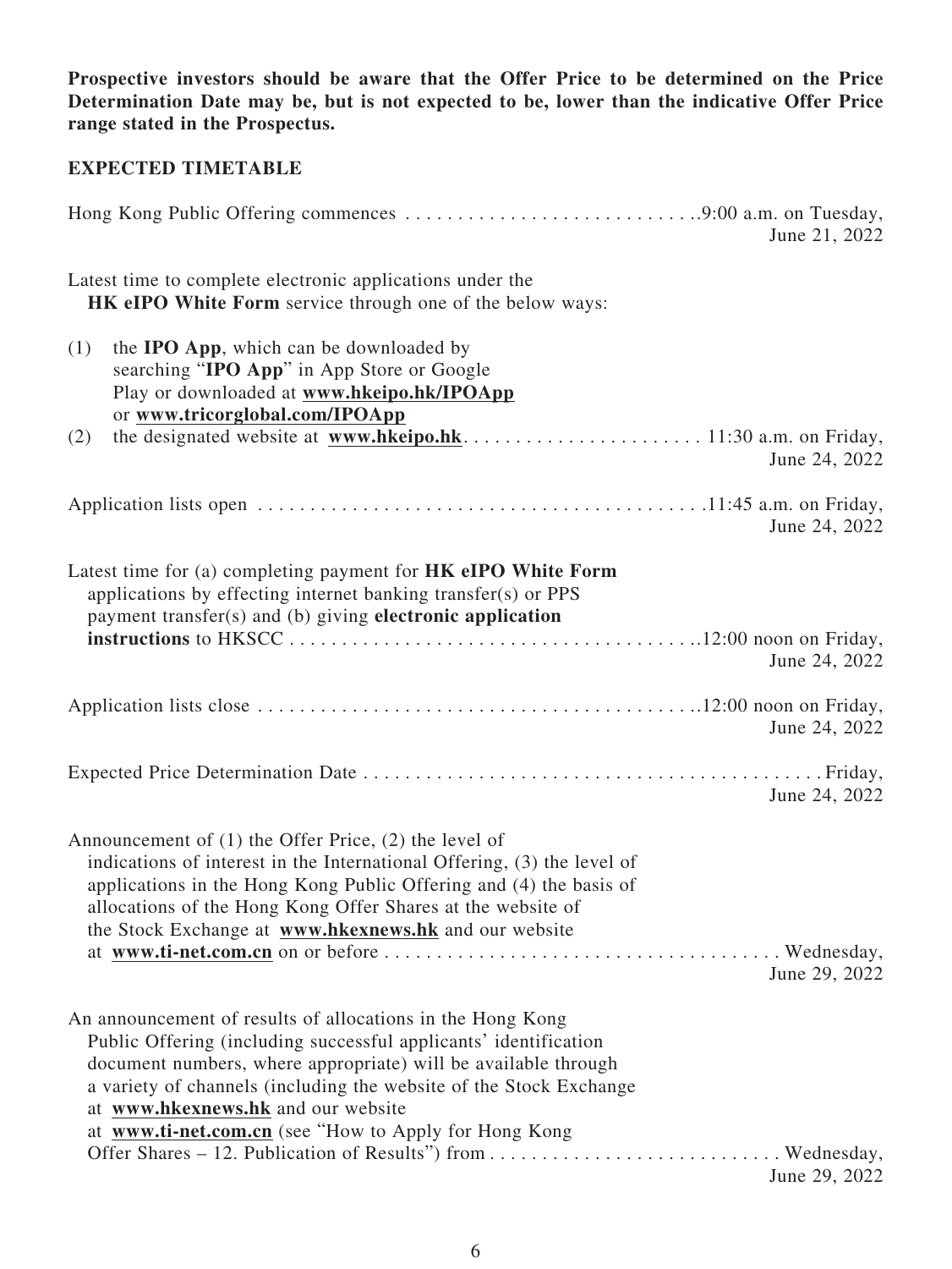**Prospective investors should be aware that the Offer Price to be determined on the Price Determination Date may be, but is not expected to be, lower than the indicative Offer Price range stated in the Prospectus.**

**EXPECTED TIMETABLE**

| Event | Time/Date |
|---|---|
| Hong Kong Public Offering commences | 9:00 a.m. on Tuesday, June 21, 2022 |
| Latest time to complete electronic applications under the **HK eIPO White Form** service through one of the below ways:<br>(1) the **IPO App**, which can be downloaded by searching "**IPO App**" in App Store or Google Play or downloaded at **www.hkeipo.hk/IPOApp** or **www.tricorglobal.com/IPOApp**<br>(2) the designated website at **www.hkeipo.hk** | 11:30 a.m. on Friday, June 24, 2022 |
| Application lists open | 11:45 a.m. on Friday, June 24, 2022 |
| Latest time for (a) completing payment for **HK eIPO White Form** applications by effecting internet banking transfer(s) or PPS payment transfer(s) and (b) giving **electronic application instructions** to HKSCC | 12:00 noon on Friday, June 24, 2022 |
| Application lists close | 12:00 noon on Friday, June 24, 2022 |
| Expected Price Determination Date | Friday, June 24, 2022 |
| Announcement of (1) the Offer Price, (2) the level of indications of interest in the International Offering, (3) the level of applications in the Hong Kong Public Offering and (4) the basis of allocations of the Hong Kong Offer Shares at the website of the Stock Exchange at **www.hkexnews.hk** and our website at **www.ti-net.com.cn** on or before | Wednesday, June 29, 2022 |
| An announcement of results of allocations in the Hong Kong Public Offering (including successful applicants' identification document numbers, where appropriate) will be available through a variety of channels (including the website of the Stock Exchange at **www.hkexnews.hk** and our website at **www.ti-net.com.cn** (see "How to Apply for Hong Kong Offer Shares – 12. Publication of Results") from | Wednesday, June 29, 2022 |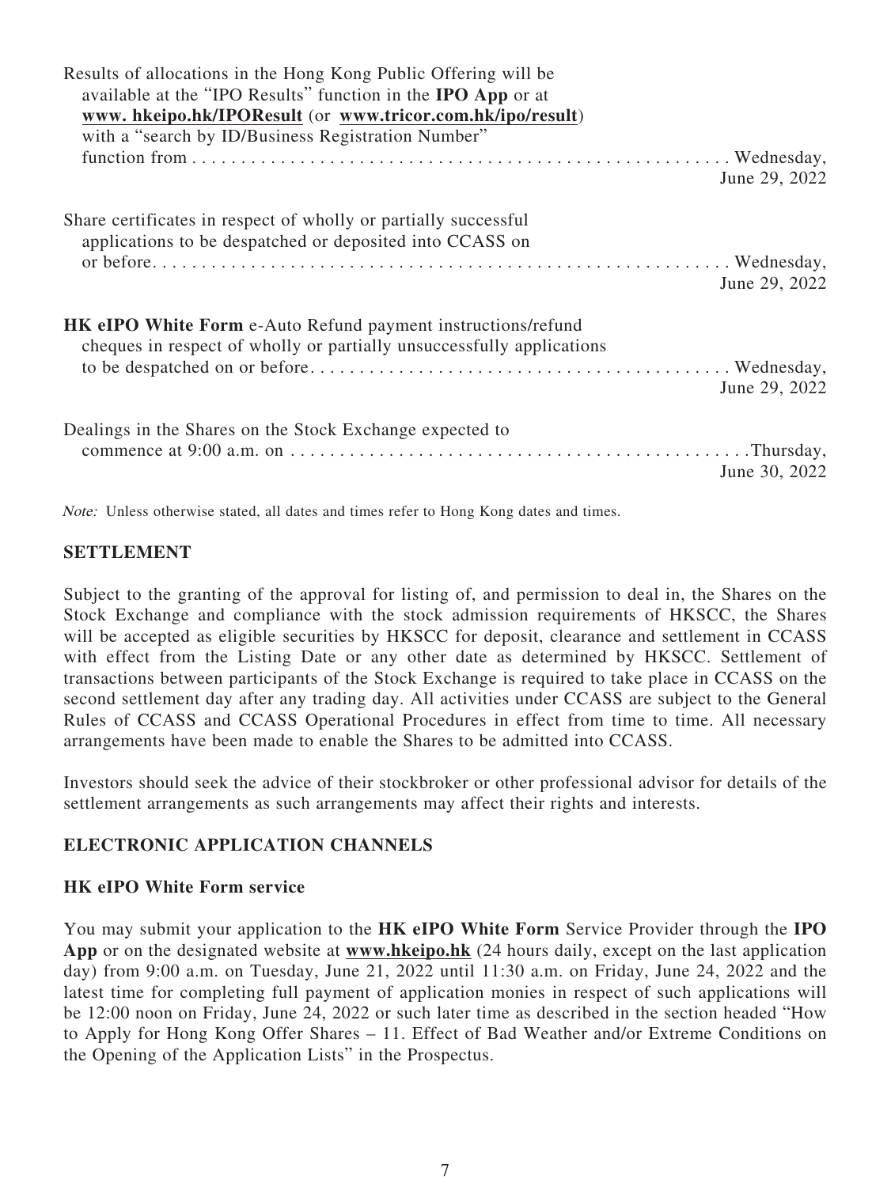| | |
|---|---|
| Results of allocations in the Hong Kong Public Offering will be available at the "IPO Results" function in the **IPO App** or at **www. hkeipo.hk/IPOResult** (or **www.tricor.com.hk/ipo/result**) with a "search by ID/Business Registration Number" function from | Wednesday, June 29, 2022 |
| Share certificates in respect of wholly or partially successful applications to be despatched or deposited into CCASS on or before | Wednesday, June 29, 2022 |
| **HK eIPO White Form** e-Auto Refund payment instructions/refund cheques in respect of wholly or partially unsuccessfully applications to be despatched on or before | Wednesday, June 29, 2022 |
| Dealings in the Shares on the Stock Exchange expected to commence at 9:00 a.m. on | Thursday, June 30, 2022 |

*Note:* Unless otherwise stated, all dates and times refer to Hong Kong dates and times.

## SETTLEMENT

Subject to the granting of the approval for listing of, and permission to deal in, the Shares on the Stock Exchange and compliance with the stock admission requirements of HKSCC, the Shares will be accepted as eligible securities by HKSCC for deposit, clearance and settlement in CCASS with effect from the Listing Date or any other date as determined by HKSCC. Settlement of transactions between participants of the Stock Exchange is required to take place in CCASS on the second settlement day after any trading day. All activities under CCASS are subject to the General Rules of CCASS and CCASS Operational Procedures in effect from time to time. All necessary arrangements have been made to enable the Shares to be admitted into CCASS.

Investors should seek the advice of their stockbroker or other professional advisor for details of the settlement arrangements as such arrangements may affect their rights and interests.

## ELECTRONIC APPLICATION CHANNELS

### HK eIPO White Form service

You may submit your application to the **HK eIPO White Form** Service Provider through the **IPO App** or on the designated website at **www.hkeipo.hk** (24 hours daily, except on the last application day) from 9:00 a.m. on Tuesday, June 21, 2022 until 11:30 a.m. on Friday, June 24, 2022 and the latest time for completing full payment of application monies in respect of such applications will be 12:00 noon on Friday, June 24, 2022 or such later time as described in the section headed "How to Apply for Hong Kong Offer Shares – 11. Effect of Bad Weather and/or Extreme Conditions on the Opening of the Application Lists" in the Prospectus.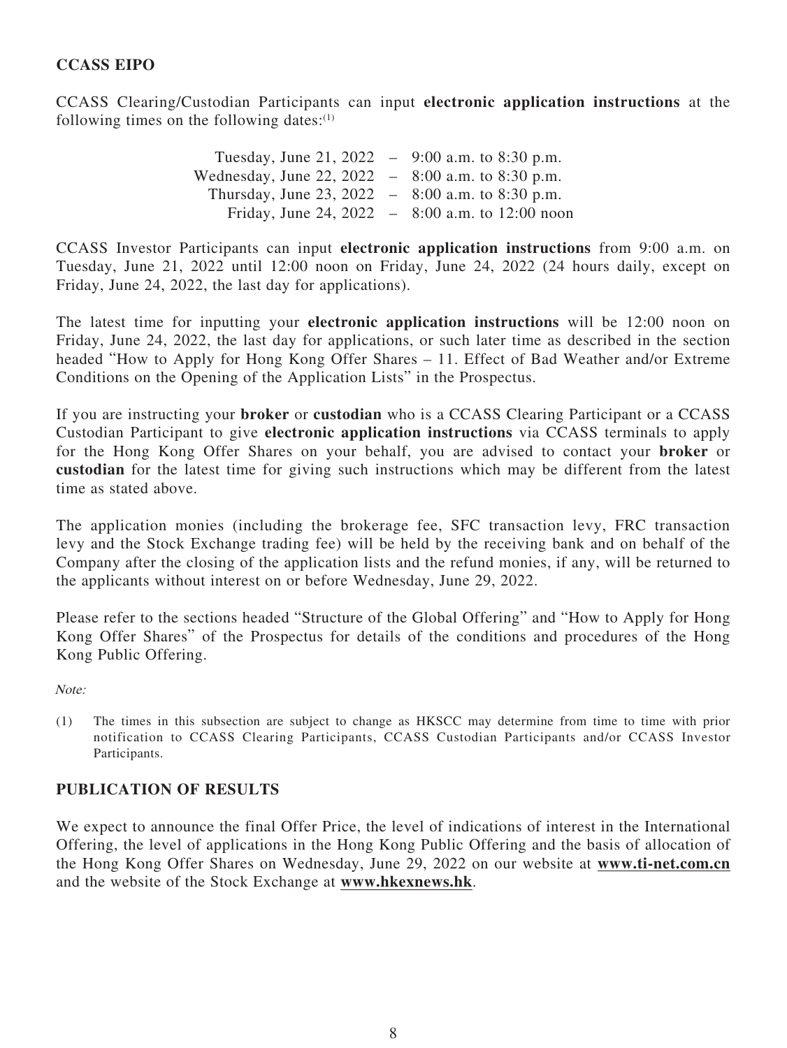## CCASS EIPO

CCASS Clearing/Custodian Participants can input **electronic application instructions** at the following times on the following dates:[1]

| | | |
|---|---|---|
| Tuesday, June 21, 2022 | – | 9:00 a.m. to 8:30 p.m. |
| Wednesday, June 22, 2022 | – | 8:00 a.m. to 8:30 p.m. |
| Thursday, June 23, 2022 | – | 8:00 a.m. to 8:30 p.m. |
| Friday, June 24, 2022 | – | 8:00 a.m. to 12:00 noon |

CCASS Investor Participants can input **electronic application instructions** from 9:00 a.m. on Tuesday, June 21, 2022 until 12:00 noon on Friday, June 24, 2022 (24 hours daily, except on Friday, June 24, 2022, the last day for applications).

The latest time for inputting your **electronic application instructions** will be 12:00 noon on Friday, June 24, 2022, the last day for applications, or such later time as described in the section headed "How to Apply for Hong Kong Offer Shares – 11. Effect of Bad Weather and/or Extreme Conditions on the Opening of the Application Lists" in the Prospectus.

If you are instructing your **broker** or **custodian** who is a CCASS Clearing Participant or a CCASS Custodian Participant to give **electronic application instructions** via CCASS terminals to apply for the Hong Kong Offer Shares on your behalf, you are advised to contact your **broker** or **custodian** for the latest time for giving such instructions which may be different from the latest time as stated above.

The application monies (including the brokerage fee, SFC transaction levy, FRC transaction levy and the Stock Exchange trading fee) will be held by the receiving bank and on behalf of the Company after the closing of the application lists and the refund monies, if any, will be returned to the applicants without interest on or before Wednesday, June 29, 2022.

Please refer to the sections headed "Structure of the Global Offering" and "How to Apply for Hong Kong Offer Shares" of the Prospectus for details of the conditions and procedures of the Hong Kong Public Offering.

*Note:*

(1) The times in this subsection are subject to change as HKSCC may determine from time to time with prior notification to CCASS Clearing Participants, CCASS Custodian Participants and/or CCASS Investor Participants.

## PUBLICATION OF RESULTS

We expect to announce the final Offer Price, the level of indications of interest in the International Offering, the level of applications in the Hong Kong Public Offering and the basis of allocation of the Hong Kong Offer Shares on Wednesday, June 29, 2022 on our website at **www.ti-net.com.cn** and the website of the Stock Exchange at **www.hkexnews.hk**.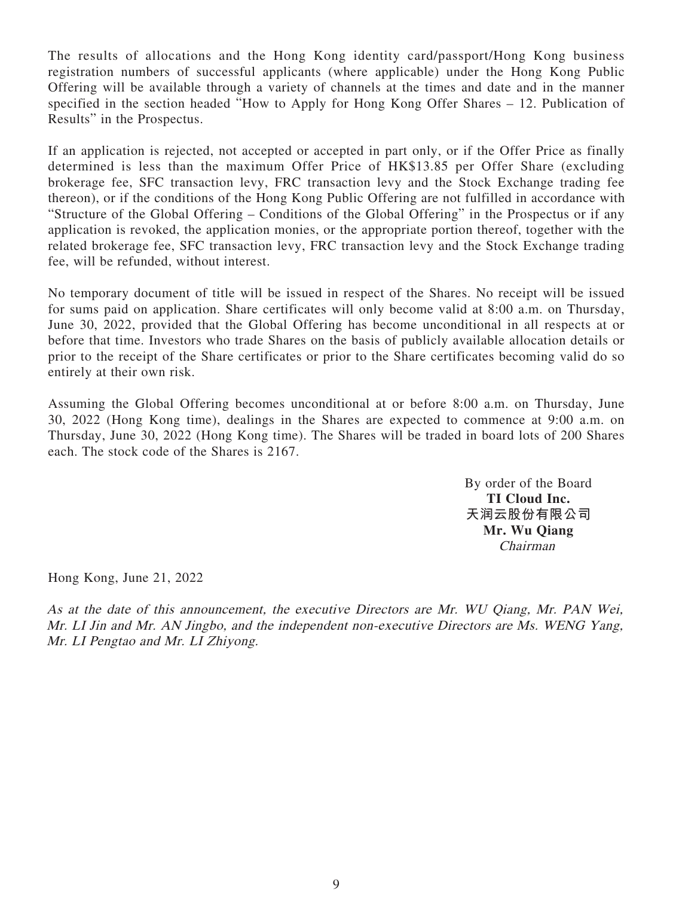The results of allocations and the Hong Kong identity card/passport/Hong Kong business registration numbers of successful applicants (where applicable) under the Hong Kong Public Offering will be available through a variety of channels at the times and date and in the manner specified in the section headed "How to Apply for Hong Kong Offer Shares – 12. Publication of Results" in the Prospectus.

If an application is rejected, not accepted or accepted in part only, or if the Offer Price as finally determined is less than the maximum Offer Price of HK$13.85 per Offer Share (excluding brokerage fee, SFC transaction levy, FRC transaction levy and the Stock Exchange trading fee thereon), or if the conditions of the Hong Kong Public Offering are not fulfilled in accordance with "Structure of the Global Offering – Conditions of the Global Offering" in the Prospectus or if any application is revoked, the application monies, or the appropriate portion thereof, together with the related brokerage fee, SFC transaction levy, FRC transaction levy and the Stock Exchange trading fee, will be refunded, without interest.

No temporary document of title will be issued in respect of the Shares. No receipt will be issued for sums paid on application. Share certificates will only become valid at 8:00 a.m. on Thursday, June 30, 2022, provided that the Global Offering has become unconditional in all respects at or before that time. Investors who trade Shares on the basis of publicly available allocation details or prior to the receipt of the Share certificates or prior to the Share certificates becoming valid do so entirely at their own risk.

Assuming the Global Offering becomes unconditional at or before 8:00 a.m. on Thursday, June 30, 2022 (Hong Kong time), dealings in the Shares are expected to commence at 9:00 a.m. on Thursday, June 30, 2022 (Hong Kong time). The Shares will be traded in board lots of 200 Shares each. The stock code of the Shares is 2167.

By order of the Board
**TI Cloud Inc.**
**天润云股份有限公司**
**Mr. Wu Qiang**
*Chairman*

Hong Kong, June 21, 2022

*As at the date of this announcement, the executive Directors are Mr. WU Qiang, Mr. PAN Wei, Mr. LI Jin and Mr. AN Jingbo, and the independent non-executive Directors are Ms. WENG Yang, Mr. LI Pengtao and Mr. LI Zhiyong.*